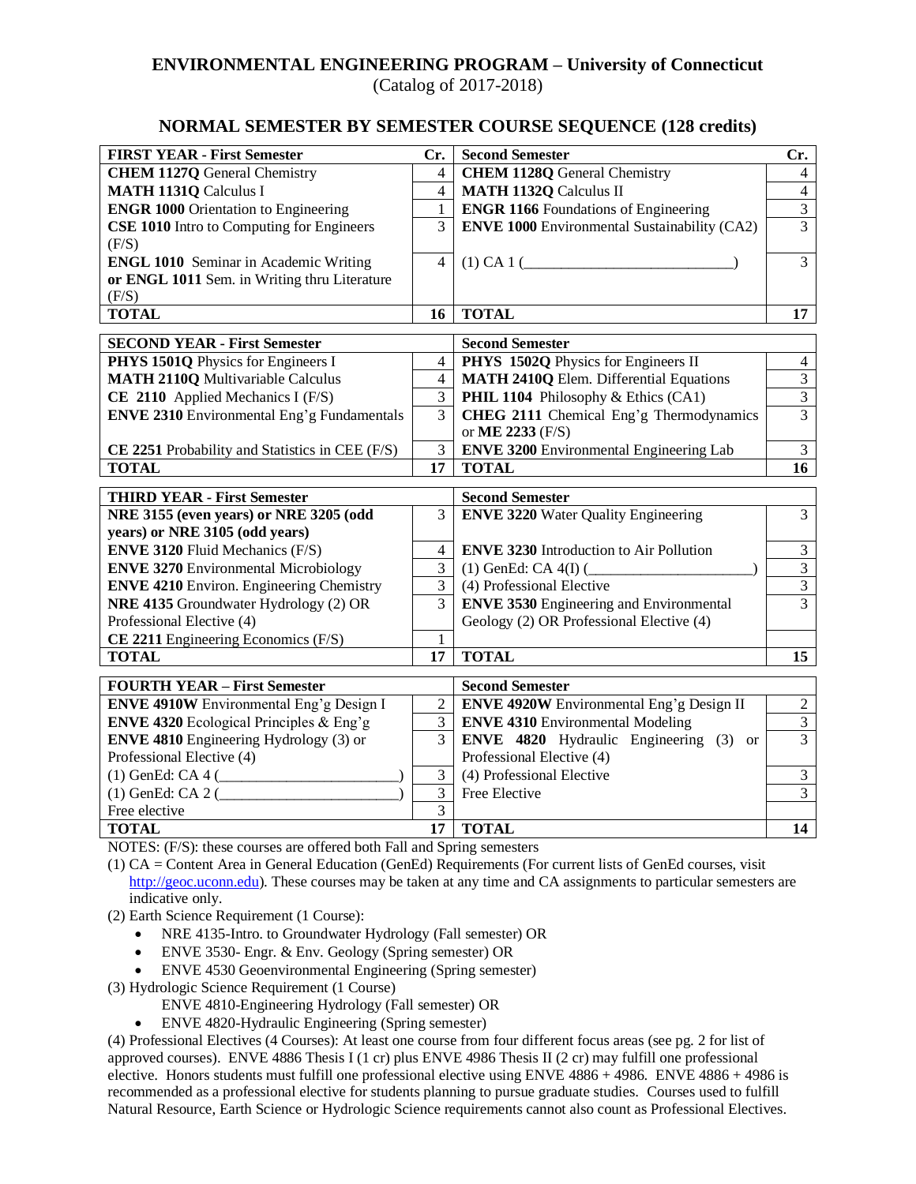**ENVIRONMENTAL ENGINEERING PROGRAM – University of Connecticut**
(Catalog of 2017-2018)

## NORMAL SEMESTER BY SEMESTER COURSE SEQUENCE (128 credits)

| **FIRST YEAR - First Semester** | **Cr.** | **Second Semester** | **Cr.** |
|---|---|---|---|
| **CHEM 1127Q** General Chemistry | 4 | **CHEM 1128Q** General Chemistry | 4 |
| **MATH 1131Q** Calculus I | 4 | **MATH 1132Q** Calculus II | 4 |
| **ENGR 1000** Orientation to Engineering | 1 | **ENGR 1166** Foundations of Engineering | 3 |
| **CSE 1010** Intro to Computing for Engineers (F/S) | 3 | **ENVE 1000** Environmental Sustainability (CA2) | 3 |
| **ENGL 1010** Seminar in Academic Writing **or ENGL 1011** Sem. in Writing thru Literature (F/S) | 4 | (1) CA 1 (___________________________) | 3 |
| **TOTAL** | **16** | **TOTAL** | **17** |

| **SECOND YEAR - First Semester** | | **Second Semester** | |
|---|---|---|---|
| **PHYS 1501Q** Physics for Engineers I | 4 | **PHYS 1502Q** Physics for Engineers II | 4 |
| **MATH 2110Q** Multivariable Calculus | 4 | **MATH 2410Q** Elem. Differential Equations | 3 |
| **CE 2110** Applied Mechanics I (F/S) | 3 | **PHIL 1104** Philosophy & Ethics (CA1) | 3 |
| **ENVE 2310** Environmental Eng'g Fundamentals | 3 | **CHEG 2111** Chemical Eng'g Thermodynamics or **ME 2233** (F/S) | 3 |
| **CE 2251** Probability and Statistics in CEE (F/S) | 3 | **ENVE 3200** Environmental Engineering Lab | 3 |
| **TOTAL** | **17** | **TOTAL** | **16** |

| **THIRD YEAR - First Semester** | | **Second Semester** | |
|---|---|---|---|
| **NRE 3155 (even years) or NRE 3205 (odd years) or NRE 3105 (odd years)** | 3 | **ENVE 3220** Water Quality Engineering | 3 |
| **ENVE 3120** Fluid Mechanics (F/S) | 4 | **ENVE 3230** Introduction to Air Pollution | 3 |
| **ENVE 3270** Environmental Microbiology | 3 | (1) GenEd: CA 4(I) (______________________) | 3 |
| **ENVE 4210** Environ. Engineering Chemistry | 3 | (4) Professional Elective | 3 |
| **NRE 4135** Groundwater Hydrology (2) OR Professional Elective (4) | 3 | **ENVE 3530** Engineering and Environmental Geology (2) OR Professional Elective (4) | 3 |
| **CE 2211** Engineering Economics (F/S) | 1 | | |
| **TOTAL** | **17** | **TOTAL** | **15** |

| **FOURTH YEAR – First Semester** | | **Second Semester** | |
|---|---|---|---|
| **ENVE 4910W** Environmental Eng'g Design I | 2 | **ENVE 4920W** Environmental Eng'g Design II | 2 |
| **ENVE 4320** Ecological Principles & Eng'g | 3 | **ENVE 4310** Environmental Modeling | 3 |
| **ENVE 4810** Engineering Hydrology (3) or Professional Elective (4) | 3 | **ENVE 4820** Hydraulic Engineering (3) or Professional Elective (4) | 3 |
| (1) GenEd: CA 4 (________________________) | 3 | (4) Professional Elective | 3 |
| (1) GenEd: CA 2 (________________________) | 3 | Free Elective | 3 |
| Free elective | 3 | | |
| **TOTAL** | **17** | **TOTAL** | **14** |

NOTES: (F/S): these courses are offered both Fall and Spring semesters

(1) CA = Content Area in General Education (GenEd) Requirements (For current lists of GenEd courses, visit http://geoc.uconn.edu). These courses may be taken at any time and CA assignments to particular semesters are indicative only.

(2) Earth Science Requirement (1 Course):
- NRE 4135-Intro. to Groundwater Hydrology (Fall semester) OR
- ENVE 3530- Engr. & Env. Geology (Spring semester) OR
- ENVE 4530 Geoenvironmental Engineering (Spring semester)

(3) Hydrologic Science Requirement (1 Course)
- ENVE 4810-Engineering Hydrology (Fall semester) OR
- ENVE 4820-Hydraulic Engineering (Spring semester)

(4) Professional Electives (4 Courses): At least one course from four different focus areas (see pg. 2 for list of approved courses). ENVE 4886 Thesis I (1 cr) plus ENVE 4986 Thesis II (2 cr) may fulfill one professional elective. Honors students must fulfill one professional elective using ENVE 4886 + 4986. ENVE 4886 + 4986 is recommended as a professional elective for students planning to pursue graduate studies. Courses used to fulfill Natural Resource, Earth Science or Hydrologic Science requirements cannot also count as Professional Electives.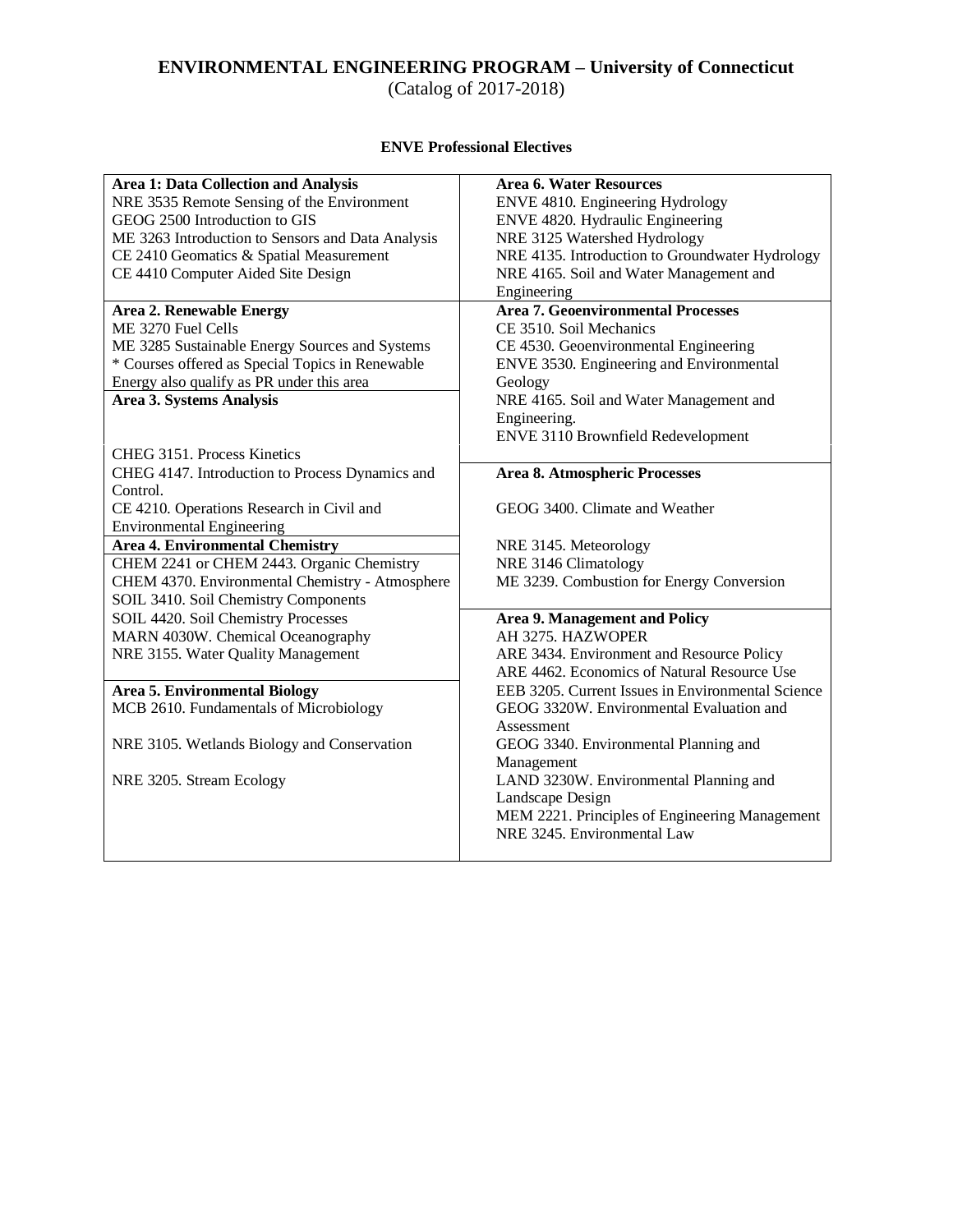# ENVIRONMENTAL ENGINEERING PROGRAM – University of Connecticut

(Catalog of 2017-2018)

### ENVE Professional Electives

**Area 1: Data Collection and Analysis**
- NRE 3535 Remote Sensing of the Environment
- GEOG 2500 Introduction to GIS
- ME 3263 Introduction to Sensors and Data Analysis
- CE 2410 Geomatics & Spatial Measurement
- CE 4410 Computer Aided Site Design

**Area 2. Renewable Energy**
- ME 3270 Fuel Cells
- ME 3285 Sustainable Energy Sources and Systems
- * Courses offered as Special Topics in Renewable Energy also qualify as PR under this area

**Area 3. Systems Analysis**
- CHEG 3151. Process Kinetics
- CHEG 4147. Introduction to Process Dynamics and Control.
- CE 4210. Operations Research in Civil and Environmental Engineering

**Area 4. Environmental Chemistry**
- CHEM 2241 or CHEM 2443. Organic Chemistry
- CHEM 4370. Environmental Chemistry - Atmosphere
- SOIL 3410. Soil Chemistry Components
- SOIL 4420. Soil Chemistry Processes
- MARN 4030W. Chemical Oceanography
- NRE 3155. Water Quality Management

**Area 5. Environmental Biology**
- MCB 2610. Fundamentals of Microbiology
- NRE 3105. Wetlands Biology and Conservation
- NRE 3205. Stream Ecology

**Area 6. Water Resources**
- ENVE 4810. Engineering Hydrology
- ENVE 4820. Hydraulic Engineering
- NRE 3125 Watershed Hydrology
- NRE 4135. Introduction to Groundwater Hydrology
- NRE 4165. Soil and Water Management and Engineering

**Area 7. Geoenvironmental Processes**
- CE 3510. Soil Mechanics
- CE 4530. Geoenvironmental Engineering
- ENVE 3530. Engineering and Environmental Geology
- NRE 4165. Soil and Water Management and Engineering.
- ENVE 3110 Brownfield Redevelopment

**Area 8. Atmospheric Processes**
- GEOG 3400. Climate and Weather
- NRE 3145. Meteorology
- NRE 3146 Climatology
- ME 3239. Combustion for Energy Conversion

**Area 9. Management and Policy**
- AH 3275. HAZWOPER
- ARE 3434. Environment and Resource Policy
- ARE 4462. Economics of Natural Resource Use
- EEB 3205. Current Issues in Environmental Science
- GEOG 3320W. Environmental Evaluation and Assessment
- GEOG 3340. Environmental Planning and Management
- LAND 3230W. Environmental Planning and Landscape Design
- MEM 2221. Principles of Engineering Management
- NRE 3245. Environmental Law